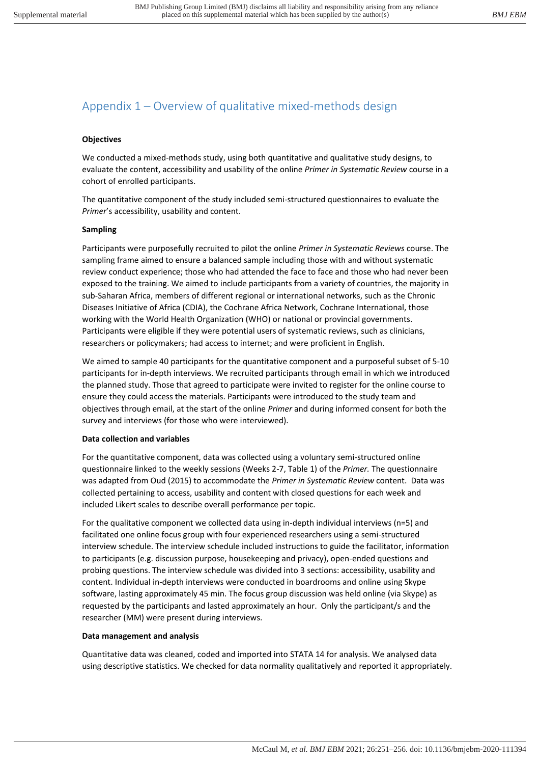# Appendix 1 – Overview of qualitative mixed-methods design

**Objectives**

We conducted a mixed-methods study, using both quantitative and qualitative study designs, to evaluate the content, accessibility and usability of the online *Primer in Systematic Review* course in a cohort of enrolled participants.

The quantitative component of the study included semi-structured questionnaires to evaluate the *Primer*'s accessibility, usability and content.

**Sampling**

Participants were purposefully recruited to pilot the online *Primer in Systematic Reviews* course. The sampling frame aimed to ensure a balanced sample including those with and without systematic review conduct experience; those who had attended the face to face and those who had never been exposed to the training. We aimed to include participants from a variety of countries, the majority in sub-Saharan Africa, members of different regional or international networks, such as the Chronic Diseases Initiative of Africa (CDIA), the Cochrane Africa Network, Cochrane International, those working with the World Health Organization (WHO) or national or provincial governments. Participants were eligible if they were potential users of systematic reviews, such as clinicians, researchers or policymakers; had access to internet; and were proficient in English.

We aimed to sample 40 participants for the quantitative component and a purposeful subset of 5-10 participants for in-depth interviews. We recruited participants through email in which we introduced the planned study. Those that agreed to participate were invited to register for the online course to ensure they could access the materials. Participants were introduced to the study team and objectives through email, at the start of the online *Primer* and during informed consent for both the survey and interviews (for those who were interviewed).

**Data collection and variables**

For the quantitative component, data was collected using a voluntary semi-structured online questionnaire linked to the weekly sessions (Weeks 2-7, Table 1) of the *Primer.* The questionnaire was adapted from Oud (2015) to accommodate the *Primer in Systematic Review* content. Data was collected pertaining to access, usability and content with closed questions for each week and included Likert scales to describe overall performance per topic.

For the qualitative component we collected data using in-depth individual interviews (n=5) and facilitated one online focus group with four experienced researchers using a semi-structured interview schedule. The interview schedule included instructions to guide the facilitator, information to participants (e.g. discussion purpose, housekeeping and privacy), open-ended questions and probing questions. The interview schedule was divided into 3 sections: accessibility, usability and content. Individual in-depth interviews were conducted in boardrooms and online using Skype software, lasting approximately 45 min. The focus group discussion was held online (via Skype) as requested by the participants and lasted approximately an hour. Only the participant/s and the researcher (MM) were present during interviews.

**Data management and analysis**

Quantitative data was cleaned, coded and imported into STATA 14 for analysis. We analysed data using descriptive statistics. We checked for data normality qualitatively and reported it appropriately.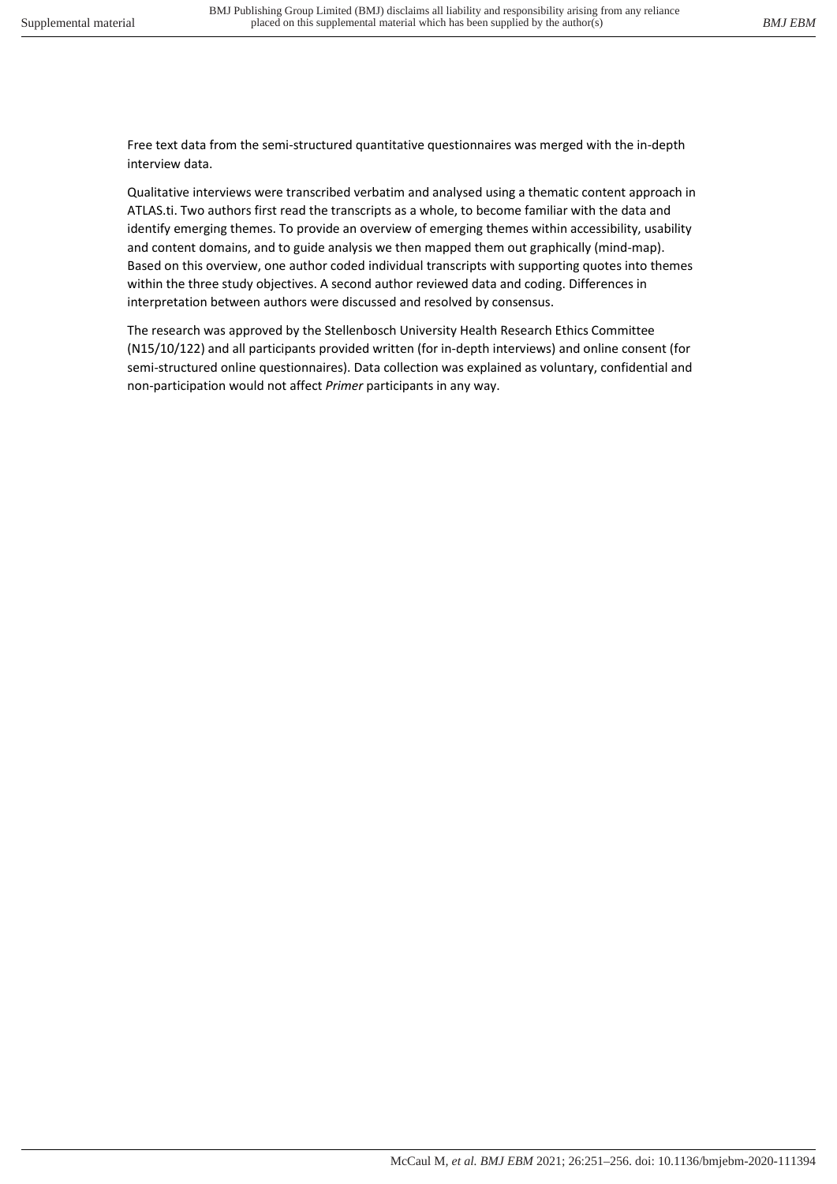Free text data from the semi-structured quantitative questionnaires was merged with the in-depth interview data.

Qualitative interviews were transcribed verbatim and analysed using a thematic content approach in ATLAS.ti. Two authors first read the transcripts as a whole, to become familiar with the data and identify emerging themes. To provide an overview of emerging themes within accessibility, usability and content domains, and to guide analysis we then mapped them out graphically (mind-map). Based on this overview, one author coded individual transcripts with supporting quotes into themes within the three study objectives. A second author reviewed data and coding. Differences in interpretation between authors were discussed and resolved by consensus.

The research was approved by the Stellenbosch University Health Research Ethics Committee (N15/10/122) and all participants provided written (for in-depth interviews) and online consent (for semi-structured online questionnaires). Data collection was explained as voluntary, confidential and non-participation would not affect *Primer* participants in any way.